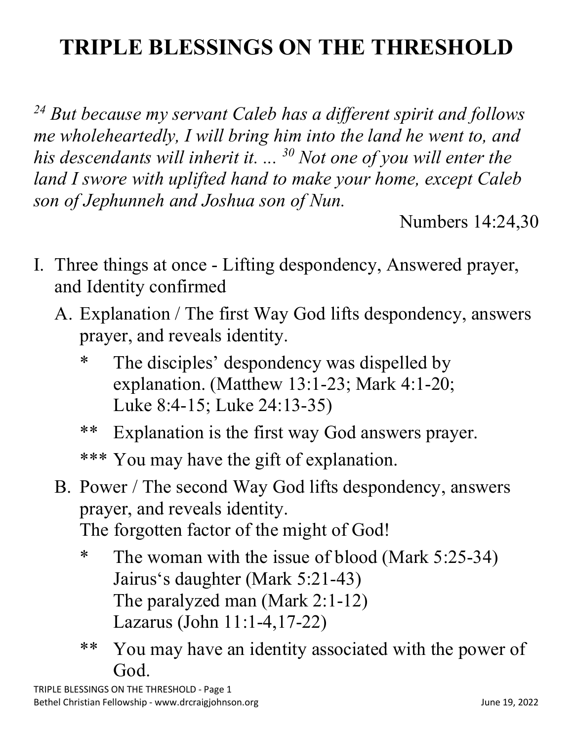# TRIPLE BLESSINGS ON THE THRESHOLD

*[24] But because my servant Caleb has a different spirit and follows me wholeheartedly, I will bring him into the land he went to, and his descendants will inherit it. ... [30] Not one of you will enter the land I swore with uplifted hand to make your home, except Caleb son of Jephunneh and Joshua son of Nun.*

Numbers 14:24,30

I. Three things at once - Lifting despondency, Answered prayer, and Identity confirmed

  A. Explanation / The first Way God lifts despondency, answers prayer, and reveals identity.

   * The disciples' despondency was dispelled by explanation. (Matthew 13:1-23; Mark 4:1-20; Luke 8:4-15; Luke 24:13-35)

   ** Explanation is the first way God answers prayer.

   *** You may have the gift of explanation.

  B. Power / The second Way God lifts despondency, answers prayer, and reveals identity.
  The forgotten factor of the might of God!

   * The woman with the issue of blood (Mark 5:25-34)
   Jairus's daughter (Mark 5:21-43)
   The paralyzed man (Mark 2:1-12)
   Lazarus (John 11:1-4,17-22)

   ** You may have an identity associated with the power of God.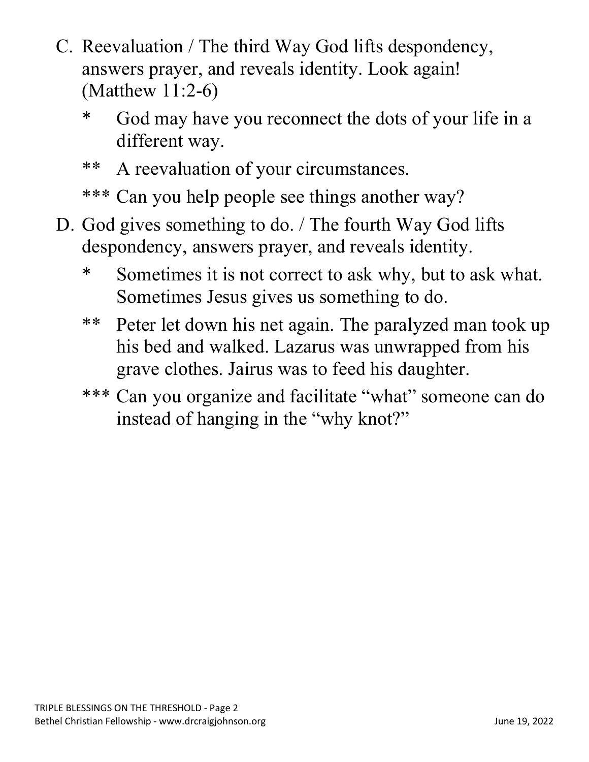C. Reevaluation / The third Way God lifts despondency, answers prayer, and reveals identity. Look again! (Matthew 11:2-6)

   \* God may have you reconnect the dots of your life in a different way.

   \*\* A reevaluation of your circumstances.

   \*\*\* Can you help people see things another way?

D. God gives something to do. / The fourth Way God lifts despondency, answers prayer, and reveals identity.

   \* Sometimes it is not correct to ask why, but to ask what. Sometimes Jesus gives us something to do.

   \*\* Peter let down his net again. The paralyzed man took up his bed and walked. Lazarus was unwrapped from his grave clothes. Jairus was to feed his daughter.

   \*\*\* Can you organize and facilitate "what" someone can do instead of hanging in the "why knot?"